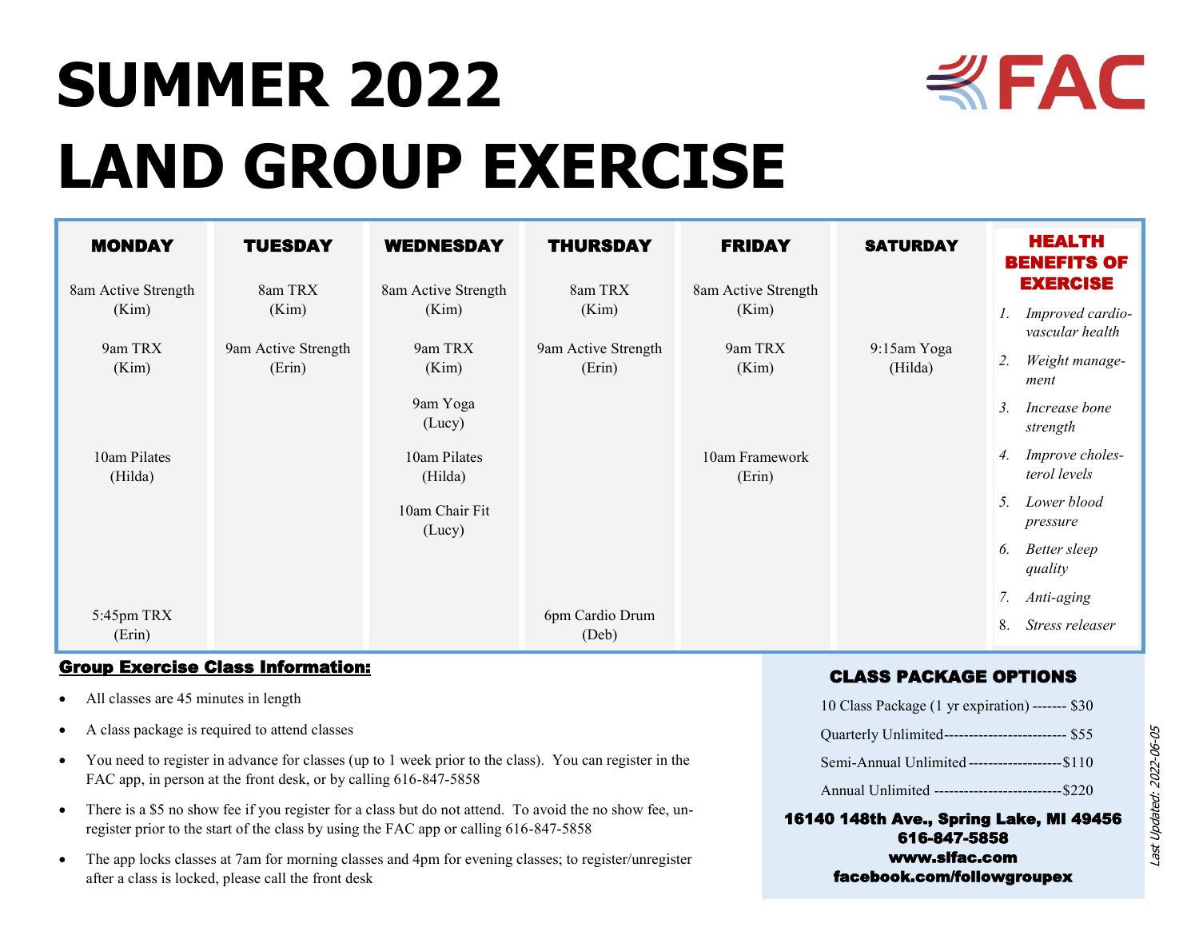# SUMMER 2022 LAND GROUP EXERCISE

FAC

| MONDAY | TUESDAY | WEDNESDAY | THURSDAY | FRIDAY | SATURDAY |
|---|---|---|---|---|---|
| 8am Active Strength (Kim) | 8am TRX (Kim) | 8am Active Strength (Kim) | 8am TRX (Kim) | 8am Active Strength (Kim) | |
| 9am TRX (Kim) | 9am Active Strength (Erin) | 9am TRX (Kim) | 9am Active Strength (Erin) | 9am TRX (Kim) | 9:15am Yoga (Hilda) |
| | | 9am Yoga (Lucy) | | | |
| 10am Pilates (Hilda) | | 10am Pilates (Hilda) | | 10am Framework (Erin) | |
| | | 10am Chair Fit (Lucy) | | | |
| 5:45pm TRX (Erin) | | | 6pm Cardio Drum (Deb) | | |

## HEALTH BENEFITS OF EXERCISE

1. *Improved cardio-vascular health*
2. *Weight manage-ment*
3. *Increase bone strength*
4. *Improve choles-terol levels*
5. *Lower blood pressure*
6. *Better sleep quality*
7. *Anti-aging*
8. *Stress releaser*

## Group Exercise Class Information:

- All classes are 45 minutes in length
- A class package is required to attend classes
- You need to register in advance for classes (up to 1 week prior to the class). You can register in the FAC app, in person at the front desk, or by calling 616-847-5858
- There is a $5 no show fee if you register for a class but do not attend. To avoid the no show fee, un-register prior to the start of the class by using the FAC app or calling 616-847-5858
- The app locks classes at 7am for morning classes and 4pm for evening classes; to register/unregister after a class is locked, please call the front desk

## CLASS PACKAGE OPTIONS

10 Class Package (1 yr expiration) ------- $30

Quarterly Unlimited------------------------ $55

Semi-Annual Unlimited -------------------$110

Annual Unlimited -------------------------$220

**16140 148th Ave., Spring Lake, MI 49456**
**616-847-5858**
**www.slfac.com**
**facebook.com/followgroupex**

*Last Updated: 2022-06-05*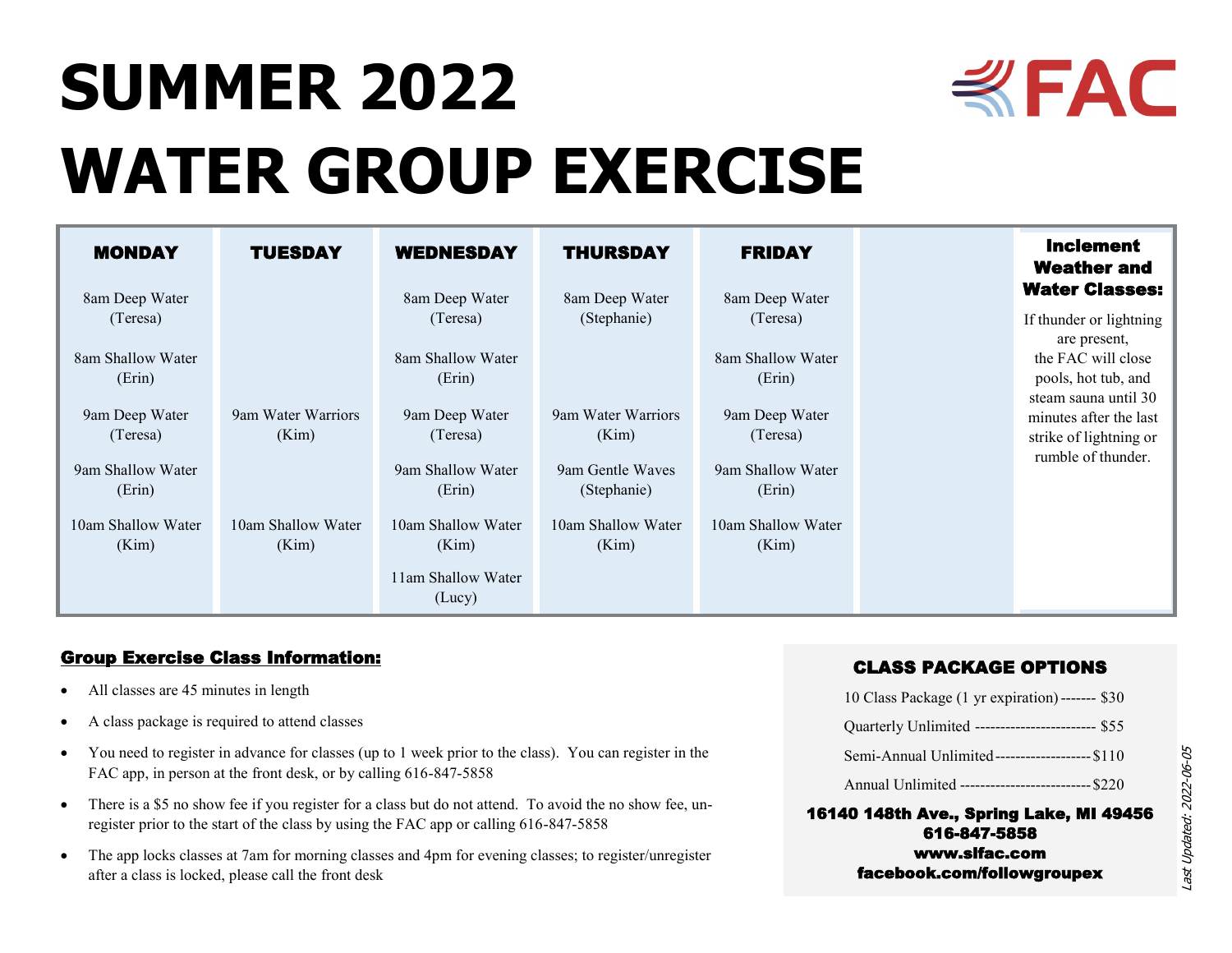# SUMMER 2022 WATER GROUP EXERCISE

FAC

| MONDAY | TUESDAY | WEDNESDAY | THURSDAY | FRIDAY | | Inclement Weather and Water Classes: |
|---|---|---|---|---|---|---|
| 8am Deep Water (Teresa) | | 8am Deep Water (Teresa) | 8am Deep Water (Stephanie) | 8am Deep Water (Teresa) | | If thunder or lightning are present, the FAC will close pools, hot tub, and steam sauna until 30 minutes after the last strike of lightning or rumble of thunder. |
| 8am Shallow Water (Erin) | | 8am Shallow Water (Erin) | | 8am Shallow Water (Erin) | | |
| 9am Deep Water (Teresa) | 9am Water Warriors (Kim) | 9am Deep Water (Teresa) | 9am Water Warriors (Kim) | 9am Deep Water (Teresa) | | |
| 9am Shallow Water (Erin) | | 9am Shallow Water (Erin) | 9am Gentle Waves (Stephanie) | 9am Shallow Water (Erin) | | |
| 10am Shallow Water (Kim) | 10am Shallow Water (Kim) | 10am Shallow Water (Kim) | 10am Shallow Water (Kim) | 10am Shallow Water (Kim) | | |
| | | 11am Shallow Water (Lucy) | | | | |

## Group Exercise Class Information:

- All classes are 45 minutes in length
- A class package is required to attend classes
- You need to register in advance for classes (up to 1 week prior to the class). You can register in the FAC app, in person at the front desk, or by calling 616-847-5858
- There is a $5 no show fee if you register for a class but do not attend. To avoid the no show fee, un-register prior to the start of the class by using the FAC app or calling 616-847-5858
- The app locks classes at 7am for morning classes and 4pm for evening classes; to register/unregister after a class is locked, please call the front desk

## CLASS PACKAGE OPTIONS

10 Class Package (1 yr expiration) ------- $30

Quarterly Unlimited ------------------------ $55

Semi-Annual Unlimited ------------------ $110

Annual Unlimited -------------------------- $220

**16140 148th Ave., Spring Lake, MI 49456**
**616-847-5858**
**www.slfac.com**
**facebook.com/followgroupex**

*Last Updated: 2022-06-05*